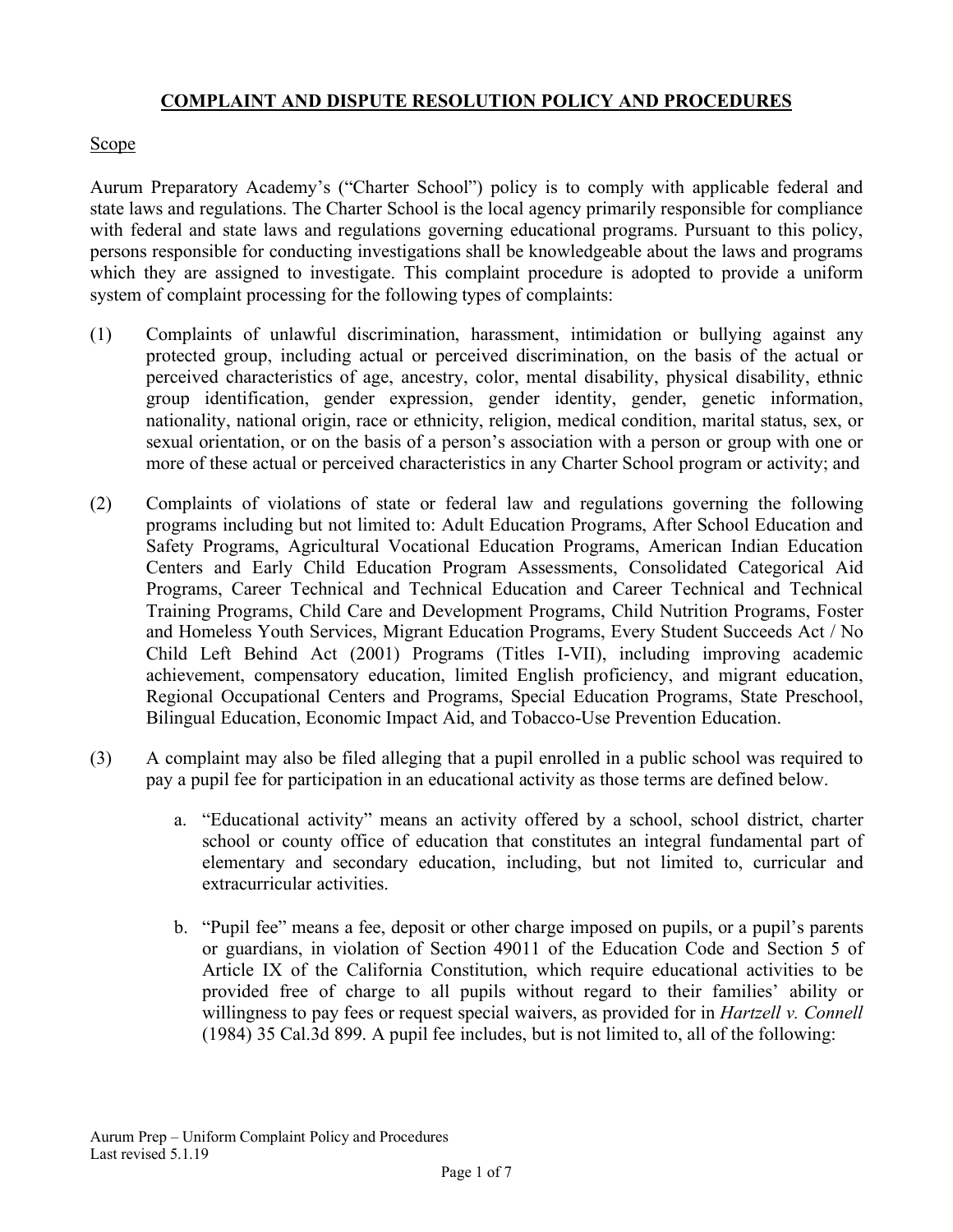# COMPLAINT AND DISPUTE RESOLUTION POLICY AND PROCEDURES

## Scope

Aurum Preparatory Academy's ("Charter School") policy is to comply with applicable federal and state laws and regulations. The Charter School is the local agency primarily responsible for compliance with federal and state laws and regulations governing educational programs. Pursuant to this policy, persons responsible for conducting investigations shall be knowledgeable about the laws and programs which they are assigned to investigate. This complaint procedure is adopted to provide a uniform system of complaint processing for the following types of complaints:

(1) Complaints of unlawful discrimination, harassment, intimidation or bullying against any protected group, including actual or perceived discrimination, on the basis of the actual or perceived characteristics of age, ancestry, color, mental disability, physical disability, ethnic group identification, gender expression, gender identity, gender, genetic information, nationality, national origin, race or ethnicity, religion, medical condition, marital status, sex, or sexual orientation, or on the basis of a person's association with a person or group with one or more of these actual or perceived characteristics in any Charter School program or activity; and

(2) Complaints of violations of state or federal law and regulations governing the following programs including but not limited to: Adult Education Programs, After School Education and Safety Programs, Agricultural Vocational Education Programs, American Indian Education Centers and Early Child Education Program Assessments, Consolidated Categorical Aid Programs, Career Technical and Technical Education and Career Technical and Technical Training Programs, Child Care and Development Programs, Child Nutrition Programs, Foster and Homeless Youth Services, Migrant Education Programs, Every Student Succeeds Act / No Child Left Behind Act (2001) Programs (Titles I-VII), including improving academic achievement, compensatory education, limited English proficiency, and migrant education, Regional Occupational Centers and Programs, Special Education Programs, State Preschool, Bilingual Education, Economic Impact Aid, and Tobacco-Use Prevention Education.

(3) A complaint may also be filed alleging that a pupil enrolled in a public school was required to pay a pupil fee for participation in an educational activity as those terms are defined below.

   a. "Educational activity" means an activity offered by a school, school district, charter school or county office of education that constitutes an integral fundamental part of elementary and secondary education, including, but not limited to, curricular and extracurricular activities.

   b. "Pupil fee" means a fee, deposit or other charge imposed on pupils, or a pupil's parents or guardians, in violation of Section 49011 of the Education Code and Section 5 of Article IX of the California Constitution, which require educational activities to be provided free of charge to all pupils without regard to their families' ability or willingness to pay fees or request special waivers, as provided for in *Hartzell v. Connell* (1984) 35 Cal.3d 899. A pupil fee includes, but is not limited to, all of the following: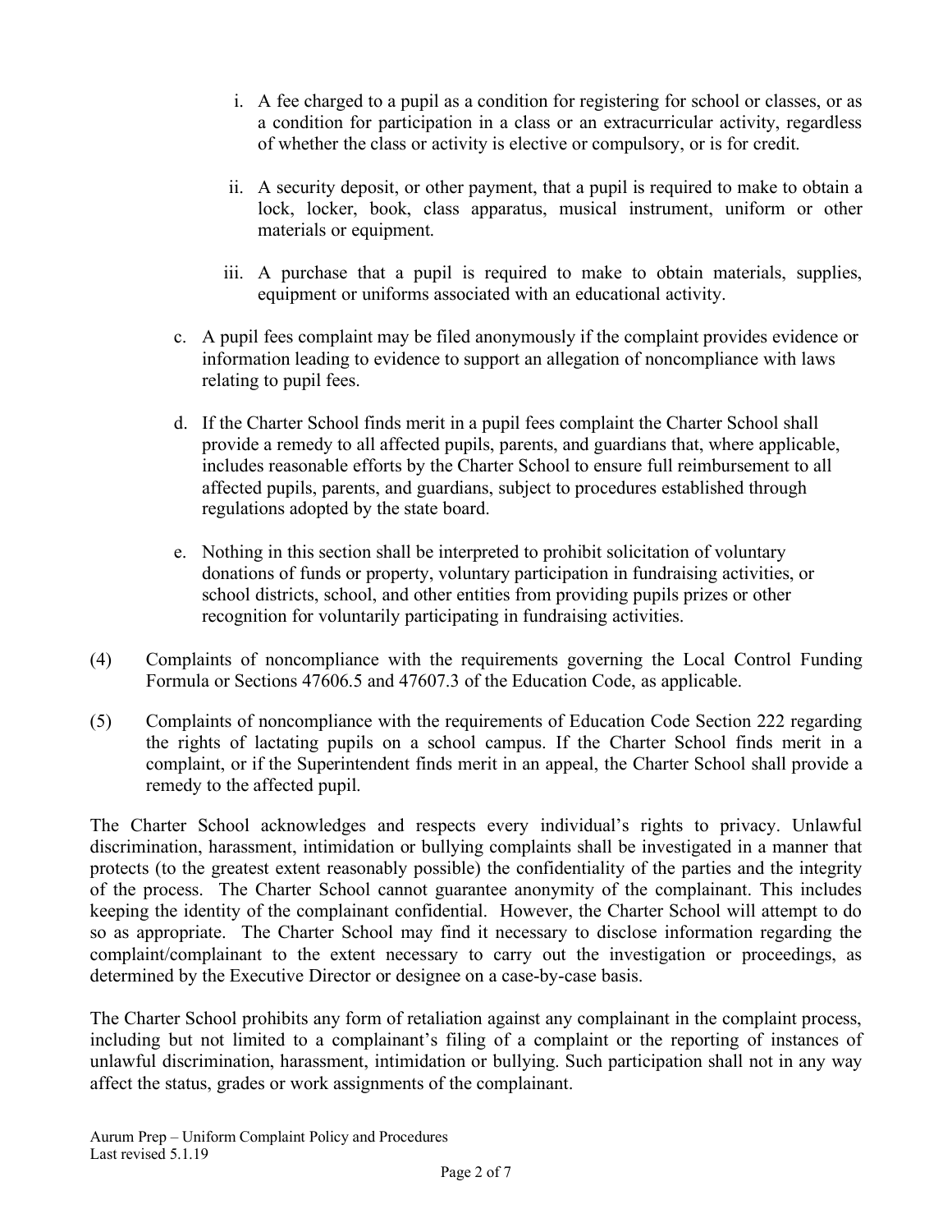i. A fee charged to a pupil as a condition for registering for school or classes, or as a condition for participation in a class or an extracurricular activity, regardless of whether the class or activity is elective or compulsory, or is for credit.

ii. A security deposit, or other payment, that a pupil is required to make to obtain a lock, locker, book, class apparatus, musical instrument, uniform or other materials or equipment.

iii. A purchase that a pupil is required to make to obtain materials, supplies, equipment or uniforms associated with an educational activity.

c. A pupil fees complaint may be filed anonymously if the complaint provides evidence or information leading to evidence to support an allegation of noncompliance with laws relating to pupil fees.

d. If the Charter School finds merit in a pupil fees complaint the Charter School shall provide a remedy to all affected pupils, parents, and guardians that, where applicable, includes reasonable efforts by the Charter School to ensure full reimbursement to all affected pupils, parents, and guardians, subject to procedures established through regulations adopted by the state board.

e. Nothing in this section shall be interpreted to prohibit solicitation of voluntary donations of funds or property, voluntary participation in fundraising activities, or school districts, school, and other entities from providing pupils prizes or other recognition for voluntarily participating in fundraising activities.

(4) Complaints of noncompliance with the requirements governing the Local Control Funding Formula or Sections 47606.5 and 47607.3 of the Education Code, as applicable.

(5) Complaints of noncompliance with the requirements of Education Code Section 222 regarding the rights of lactating pupils on a school campus. If the Charter School finds merit in a complaint, or if the Superintendent finds merit in an appeal, the Charter School shall provide a remedy to the affected pupil.

The Charter School acknowledges and respects every individual's rights to privacy. Unlawful discrimination, harassment, intimidation or bullying complaints shall be investigated in a manner that protects (to the greatest extent reasonably possible) the confidentiality of the parties and the integrity of the process. The Charter School cannot guarantee anonymity of the complainant. This includes keeping the identity of the complainant confidential. However, the Charter School will attempt to do so as appropriate. The Charter School may find it necessary to disclose information regarding the complaint/complainant to the extent necessary to carry out the investigation or proceedings, as determined by the Executive Director or designee on a case-by-case basis.

The Charter School prohibits any form of retaliation against any complainant in the complaint process, including but not limited to a complainant's filing of a complaint or the reporting of instances of unlawful discrimination, harassment, intimidation or bullying. Such participation shall not in any way affect the status, grades or work assignments of the complainant.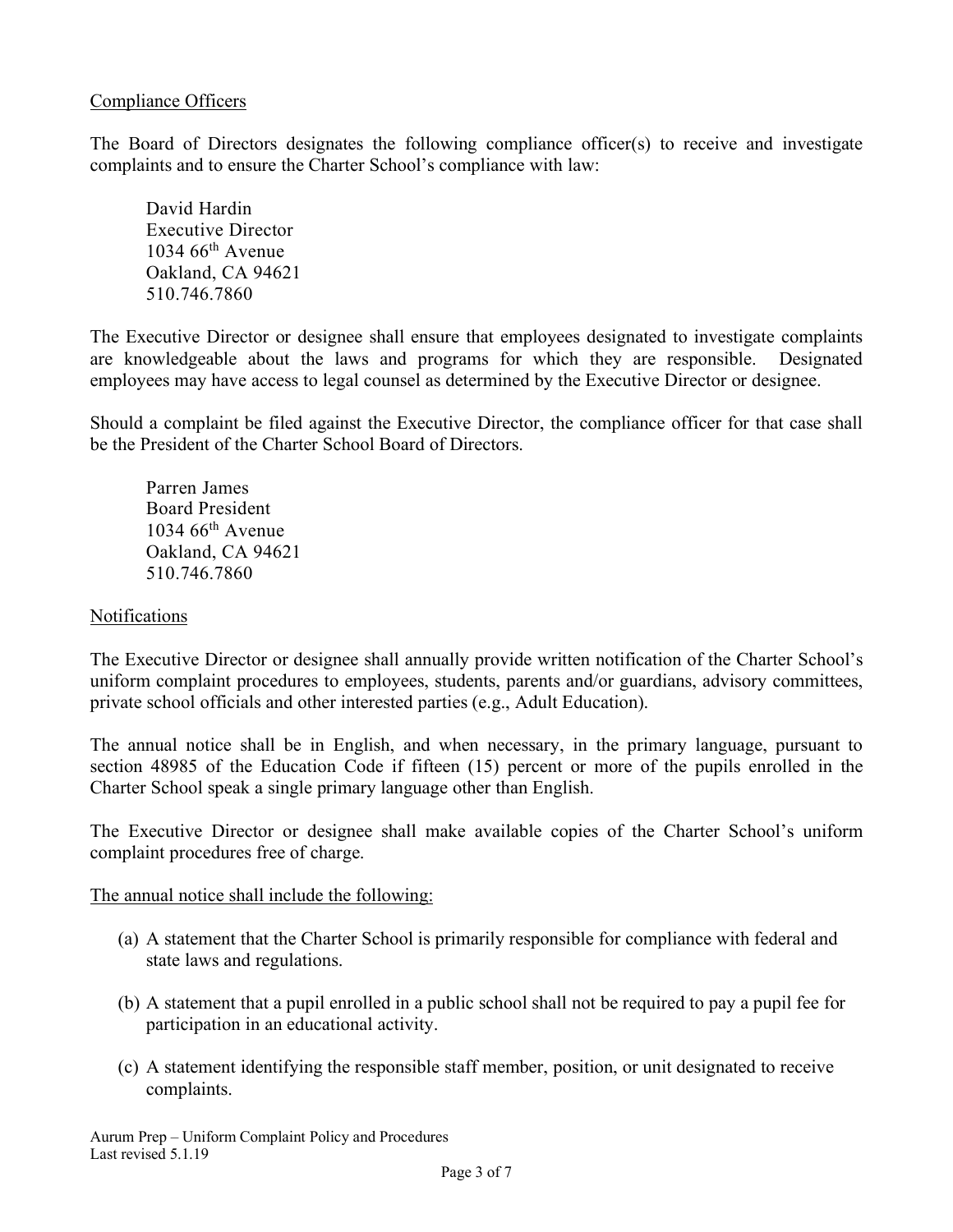Compliance Officers

The Board of Directors designates the following compliance officer(s) to receive and investigate complaints and to ensure the Charter School's compliance with law:

David Hardin
Executive Director
1034 66th Avenue
Oakland, CA 94621
510.746.7860

The Executive Director or designee shall ensure that employees designated to investigate complaints are knowledgeable about the laws and programs for which they are responsible. Designated employees may have access to legal counsel as determined by the Executive Director or designee.

Should a complaint be filed against the Executive Director, the compliance officer for that case shall be the President of the Charter School Board of Directors.

Parren James
Board President
1034 66th Avenue
Oakland, CA 94621
510.746.7860

Notifications

The Executive Director or designee shall annually provide written notification of the Charter School's uniform complaint procedures to employees, students, parents and/or guardians, advisory committees, private school officials and other interested parties (e.g., Adult Education).

The annual notice shall be in English, and when necessary, in the primary language, pursuant to section 48985 of the Education Code if fifteen (15) percent or more of the pupils enrolled in the Charter School speak a single primary language other than English.

The Executive Director or designee shall make available copies of the Charter School's uniform complaint procedures free of charge.

The annual notice shall include the following:

(a) A statement that the Charter School is primarily responsible for compliance with federal and state laws and regulations.

(b) A statement that a pupil enrolled in a public school shall not be required to pay a pupil fee for participation in an educational activity.

(c) A statement identifying the responsible staff member, position, or unit designated to receive complaints.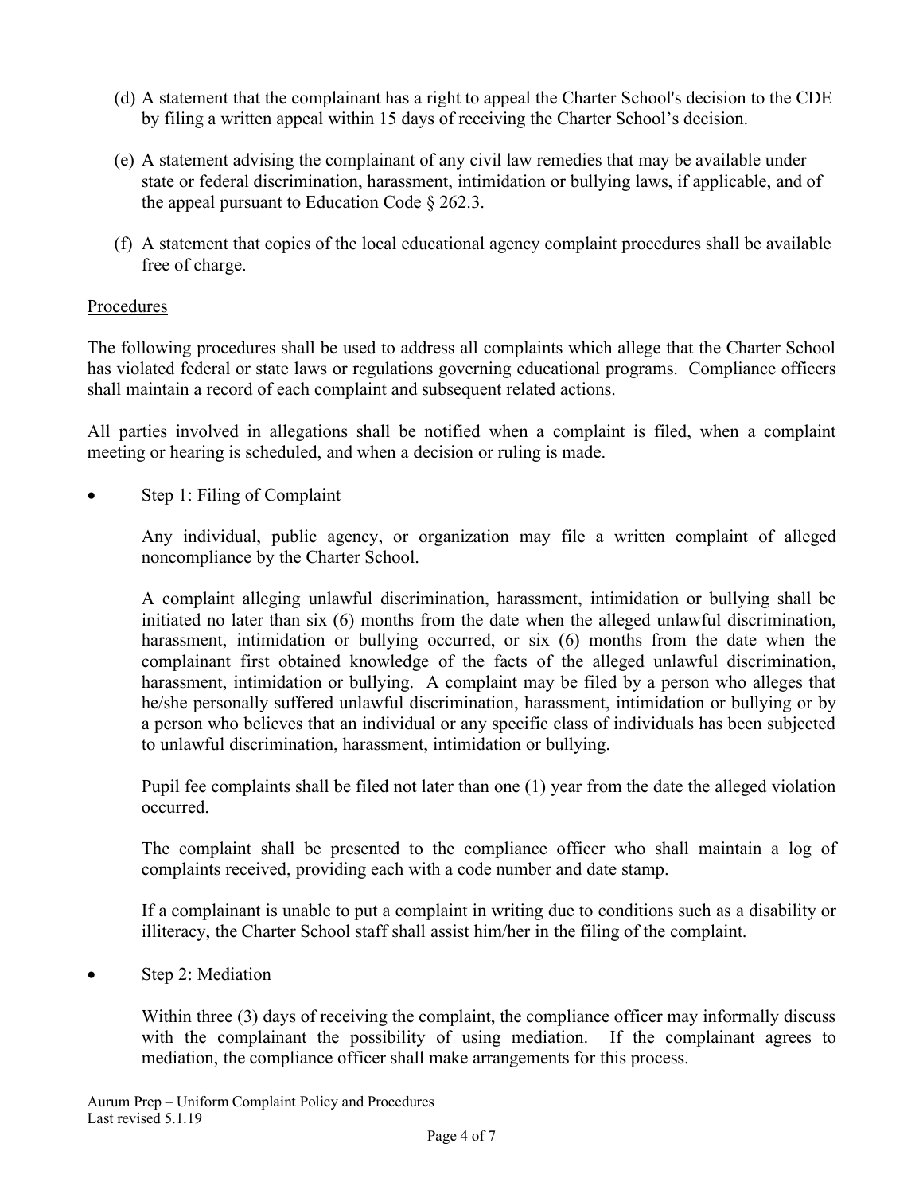(d) A statement that the complainant has a right to appeal the Charter School's decision to the CDE by filing a written appeal within 15 days of receiving the Charter School's decision.

(e) A statement advising the complainant of any civil law remedies that may be available under state or federal discrimination, harassment, intimidation or bullying laws, if applicable, and of the appeal pursuant to Education Code § 262.3.

(f) A statement that copies of the local educational agency complaint procedures shall be available free of charge.

<u>Procedures</u>

The following procedures shall be used to address all complaints which allege that the Charter School has violated federal or state laws or regulations governing educational programs. Compliance officers shall maintain a record of each complaint and subsequent related actions.

All parties involved in allegations shall be notified when a complaint is filed, when a complaint meeting or hearing is scheduled, and when a decision or ruling is made.

- Step 1: Filing of Complaint

  Any individual, public agency, or organization may file a written complaint of alleged noncompliance by the Charter School.

  A complaint alleging unlawful discrimination, harassment, intimidation or bullying shall be initiated no later than six (6) months from the date when the alleged unlawful discrimination, harassment, intimidation or bullying occurred, or six (6) months from the date when the complainant first obtained knowledge of the facts of the alleged unlawful discrimination, harassment, intimidation or bullying. A complaint may be filed by a person who alleges that he/she personally suffered unlawful discrimination, harassment, intimidation or bullying or by a person who believes that an individual or any specific class of individuals has been subjected to unlawful discrimination, harassment, intimidation or bullying.

  Pupil fee complaints shall be filed not later than one (1) year from the date the alleged violation occurred.

  The complaint shall be presented to the compliance officer who shall maintain a log of complaints received, providing each with a code number and date stamp.

  If a complainant is unable to put a complaint in writing due to conditions such as a disability or illiteracy, the Charter School staff shall assist him/her in the filing of the complaint.

- Step 2: Mediation

  Within three (3) days of receiving the complaint, the compliance officer may informally discuss with the complainant the possibility of using mediation. If the complainant agrees to mediation, the compliance officer shall make arrangements for this process.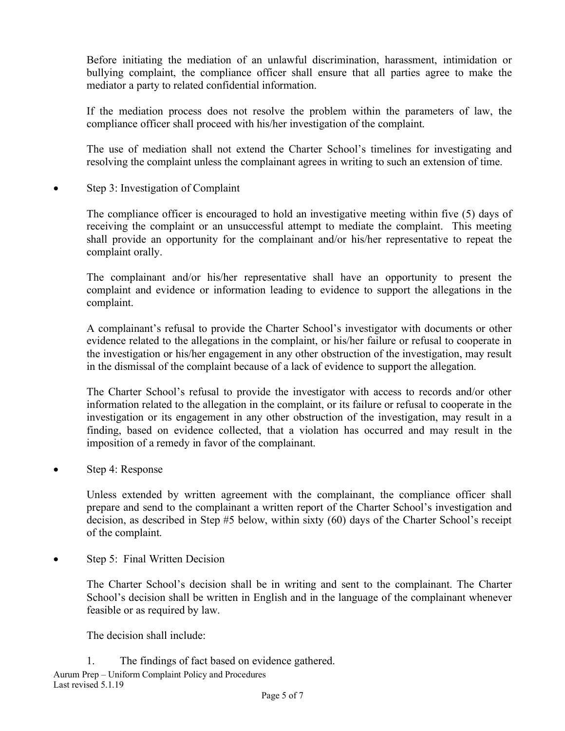Before initiating the mediation of an unlawful discrimination, harassment, intimidation or bullying complaint, the compliance officer shall ensure that all parties agree to make the mediator a party to related confidential information.

If the mediation process does not resolve the problem within the parameters of law, the compliance officer shall proceed with his/her investigation of the complaint.

The use of mediation shall not extend the Charter School's timelines for investigating and resolving the complaint unless the complainant agrees in writing to such an extension of time.

- Step 3: Investigation of Complaint

  The compliance officer is encouraged to hold an investigative meeting within five (5) days of receiving the complaint or an unsuccessful attempt to mediate the complaint. This meeting shall provide an opportunity for the complainant and/or his/her representative to repeat the complaint orally.

  The complainant and/or his/her representative shall have an opportunity to present the complaint and evidence or information leading to evidence to support the allegations in the complaint.

  A complainant's refusal to provide the Charter School's investigator with documents or other evidence related to the allegations in the complaint, or his/her failure or refusal to cooperate in the investigation or his/her engagement in any other obstruction of the investigation, may result in the dismissal of the complaint because of a lack of evidence to support the allegation.

  The Charter School's refusal to provide the investigator with access to records and/or other information related to the allegation in the complaint, or its failure or refusal to cooperate in the investigation or its engagement in any other obstruction of the investigation, may result in a finding, based on evidence collected, that a violation has occurred and may result in the imposition of a remedy in favor of the complainant.

- Step 4: Response

  Unless extended by written agreement with the complainant, the compliance officer shall prepare and send to the complainant a written report of the Charter School's investigation and decision, as described in Step #5 below, within sixty (60) days of the Charter School's receipt of the complaint.

- Step 5: Final Written Decision

  The Charter School's decision shall be in writing and sent to the complainant. The Charter School's decision shall be written in English and in the language of the complainant whenever feasible or as required by law.

  The decision shall include:

  1. The findings of fact based on evidence gathered.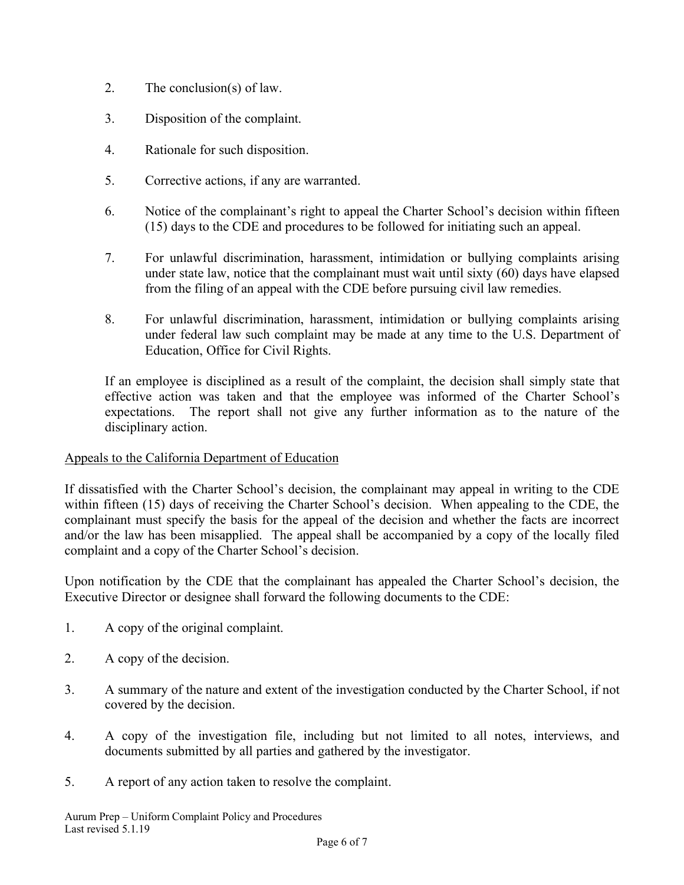2. The conclusion(s) of law.

3. Disposition of the complaint.

4. Rationale for such disposition.

5. Corrective actions, if any are warranted.

6. Notice of the complainant's right to appeal the Charter School's decision within fifteen (15) days to the CDE and procedures to be followed for initiating such an appeal.

7. For unlawful discrimination, harassment, intimidation or bullying complaints arising under state law, notice that the complainant must wait until sixty (60) days have elapsed from the filing of an appeal with the CDE before pursuing civil law remedies.

8. For unlawful discrimination, harassment, intimidation or bullying complaints arising under federal law such complaint may be made at any time to the U.S. Department of Education, Office for Civil Rights.

If an employee is disciplined as a result of the complaint, the decision shall simply state that effective action was taken and that the employee was informed of the Charter School's expectations. The report shall not give any further information as to the nature of the disciplinary action.

<u>Appeals to the California Department of Education</u>

If dissatisfied with the Charter School's decision, the complainant may appeal in writing to the CDE within fifteen (15) days of receiving the Charter School's decision. When appealing to the CDE, the complainant must specify the basis for the appeal of the decision and whether the facts are incorrect and/or the law has been misapplied. The appeal shall be accompanied by a copy of the locally filed complaint and a copy of the Charter School's decision.

Upon notification by the CDE that the complainant has appealed the Charter School's decision, the Executive Director or designee shall forward the following documents to the CDE:

1. A copy of the original complaint.

2. A copy of the decision.

3. A summary of the nature and extent of the investigation conducted by the Charter School, if not covered by the decision.

4. A copy of the investigation file, including but not limited to all notes, interviews, and documents submitted by all parties and gathered by the investigator.

5. A report of any action taken to resolve the complaint.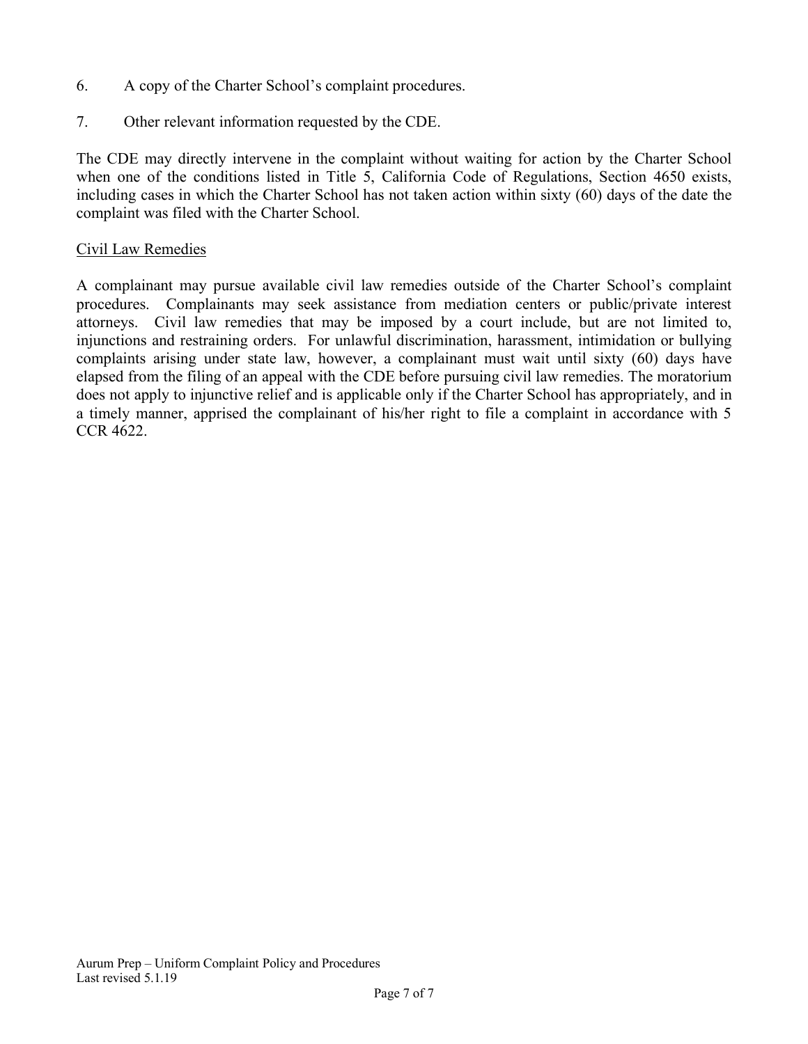6. A copy of the Charter School's complaint procedures.

7. Other relevant information requested by the CDE.

The CDE may directly intervene in the complaint without waiting for action by the Charter School when one of the conditions listed in Title 5, California Code of Regulations, Section 4650 exists, including cases in which the Charter School has not taken action within sixty (60) days of the date the complaint was filed with the Charter School.

<u>Civil Law Remedies</u>

A complainant may pursue available civil law remedies outside of the Charter School's complaint procedures. Complainants may seek assistance from mediation centers or public/private interest attorneys. Civil law remedies that may be imposed by a court include, but are not limited to, injunctions and restraining orders. For unlawful discrimination, harassment, intimidation or bullying complaints arising under state law, however, a complainant must wait until sixty (60) days have elapsed from the filing of an appeal with the CDE before pursuing civil law remedies. The moratorium does not apply to injunctive relief and is applicable only if the Charter School has appropriately, and in a timely manner, apprised the complainant of his/her right to file a complaint in accordance with 5 CCR 4622.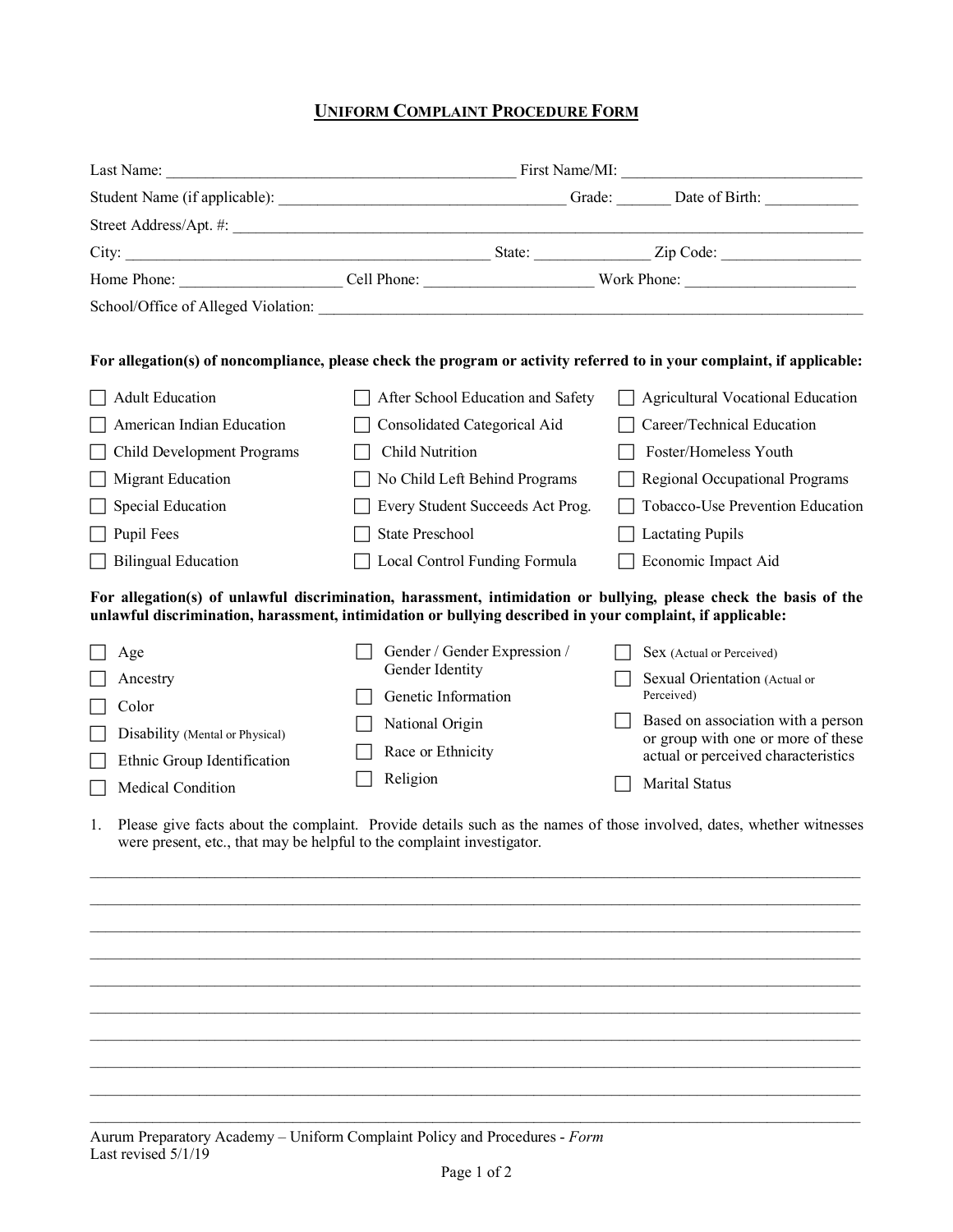# UNIFORM COMPLAINT PROCEDURE FORM

Last Name: ____________________________________________ First Name/MI: ______________________________

Student Name (if applicable): ____________________________________ Grade: _______ Date of Birth: ____________

Street Address/Apt. #: ______________________________________________________________________________

City: ______________________________________________ State: _______________ Zip Code: __________________

Home Phone: ____________________ Cell Phone: _____________________ Work Phone: _____________________

School/Office of Alleged Violation: ______________________________________________________________________

**For allegation(s) of noncompliance, please check the program or activity referred to in your complaint, if applicable:**

- ☐ Adult Education
- ☐ American Indian Education
- ☐ Child Development Programs
- ☐ Migrant Education
- ☐ Special Education
- ☐ Pupil Fees
- ☐ Bilingual Education
- ☐ After School Education and Safety
- ☐ Consolidated Categorical Aid
- ☐ Child Nutrition
- ☐ No Child Left Behind Programs
- ☐ Every Student Succeeds Act Prog.
- ☐ State Preschool
- ☐ Local Control Funding Formula
- ☐ Agricultural Vocational Education
- ☐ Career/Technical Education
- ☐ Foster/Homeless Youth
- ☐ Regional Occupational Programs
- ☐ Tobacco-Use Prevention Education
- ☐ Lactating Pupils
- ☐ Economic Impact Aid

**For allegation(s) of unlawful discrimination, harassment, intimidation or bullying, please check the basis of the unlawful discrimination, harassment, intimidation or bullying described in your complaint, if applicable:**

- ☐ Age
- ☐ Ancestry
- ☐ Color
- ☐ Disability (Mental or Physical)
- ☐ Ethnic Group Identification
- ☐ Medical Condition
- ☐ Gender / Gender Expression / Gender Identity
- ☐ Genetic Information
- ☐ National Origin
- ☐ Race or Ethnicity
- ☐ Religion
- ☐ Sex (Actual or Perceived)
- ☐ Sexual Orientation (Actual or Perceived)
- ☐ Based on association with a person or group with one or more of these actual or perceived characteristics
- ☐ Marital Status

1. Please give facts about the complaint. Provide details such as the names of those involved, dates, whether witnesses were present, etc., that may be helpful to the complaint investigator.

______________________________________________________________________________________________

______________________________________________________________________________________________

______________________________________________________________________________________________

______________________________________________________________________________________________

______________________________________________________________________________________________

______________________________________________________________________________________________

______________________________________________________________________________________________

______________________________________________________________________________________________

______________________________________________________________________________________________

______________________________________________________________________________________________

Aurum Preparatory Academy – Uniform Complaint Policy and Procedures - *Form*
Last revised 5/1/19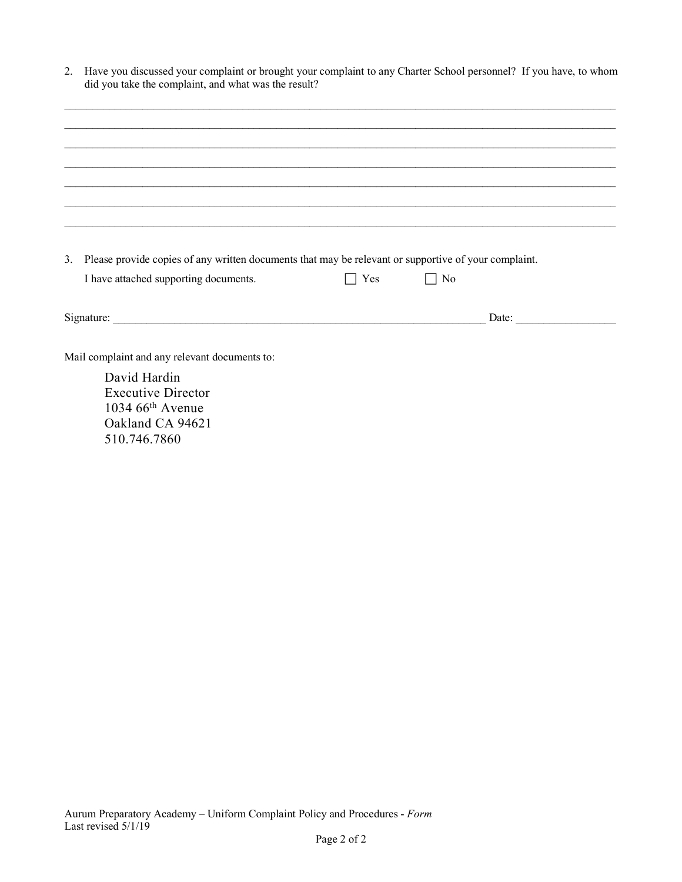2. Have you discussed your complaint or brought your complaint to any Charter School personnel? If you have, to whom did you take the complaint, and what was the result?

_______________________________________________________________________________________________

_______________________________________________________________________________________________

_______________________________________________________________________________________________

_______________________________________________________________________________________________

_______________________________________________________________________________________________

_______________________________________________________________________________________________

_______________________________________________________________________________________________

3. Please provide copies of any written documents that may be relevant or supportive of your complaint.

   I have attached supporting documents. ☐ Yes ☐ No

Signature: ____________________________________________________________________ Date: ________________

Mail complaint and any relevant documents to:

David Hardin
Executive Director
1034 66th Avenue
Oakland CA 94621
510.746.7860

Aurum Preparatory Academy – Uniform Complaint Policy and Procedures - *Form*
Last revised 5/1/19